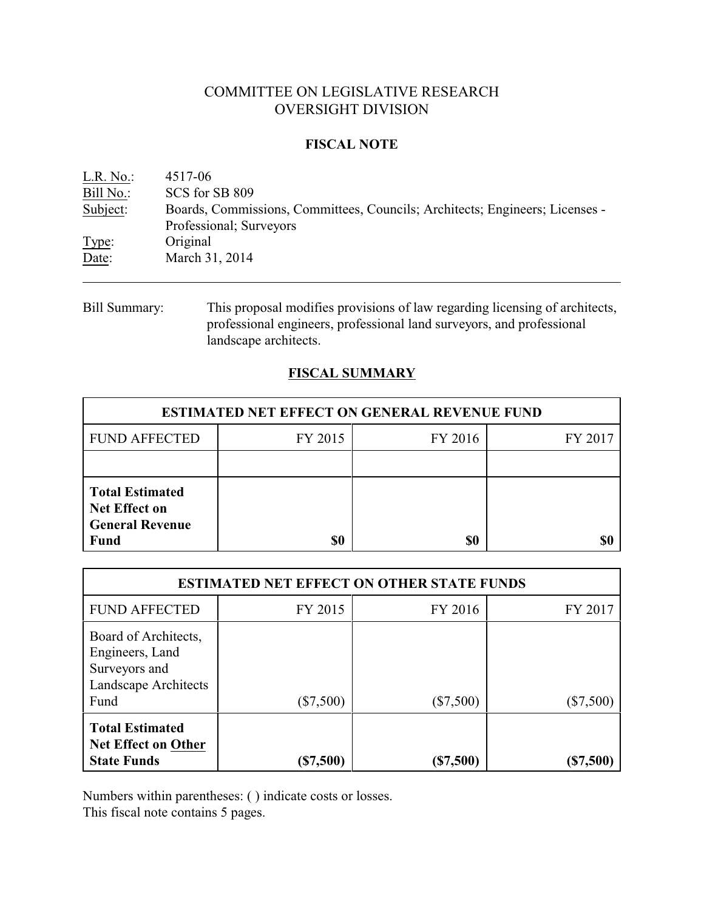# COMMITTEE ON LEGISLATIVE RESEARCH
# OVERSIGHT DIVISION

## FISCAL NOTE

L.R. No.: 4517-06
Bill No.: SCS for SB 809
Subject: Boards, Commissions, Committees, Councils; Architects; Engineers; Licenses - Professional; Surveyors
Type: Original
Date: March 31, 2014

---

Bill Summary: This proposal modifies provisions of law regarding licensing of architects, professional engineers, professional land surveyors, and professional landscape architects.

## FISCAL SUMMARY

| ESTIMATED NET EFFECT ON GENERAL REVENUE FUND | | | |
|---|---|---|---|
| FUND AFFECTED | FY 2015 | FY 2016 | FY 2017 |
| | | | |
| **Total Estimated Net Effect on General Revenue Fund** | **$0** | **$0** | **$0** |

| ESTIMATED NET EFFECT ON OTHER STATE FUNDS | | | |
|---|---|---|---|
| FUND AFFECTED | FY 2015 | FY 2016 | FY 2017 |
| Board of Architects, Engineers, Land Surveyors and Landscape Architects Fund | ($7,500) | ($7,500) | ($7,500) |
| **Total Estimated Net Effect on Other State Funds** | **($7,500)** | **($7,500)** | **($7,500)** |

Numbers within parentheses: ( ) indicate costs or losses.
This fiscal note contains 5 pages.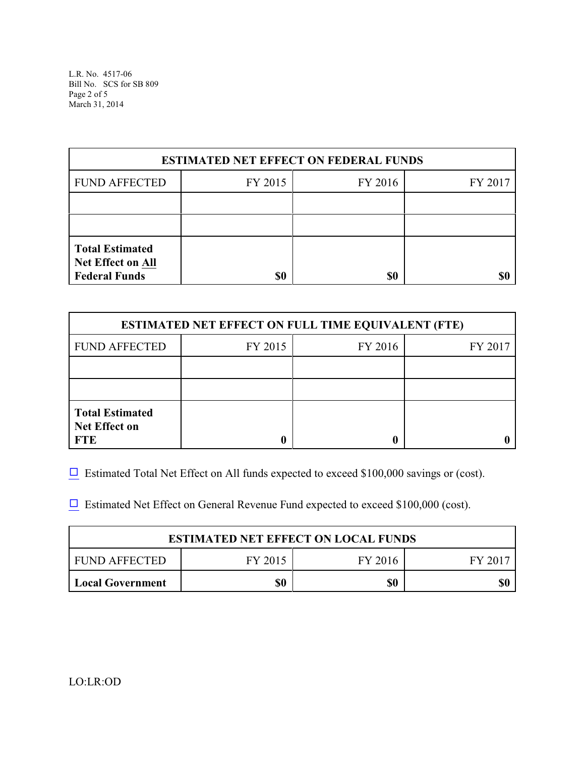| ESTIMATED NET EFFECT ON FEDERAL FUNDS | | | |
|---|---|---|---|
| FUND AFFECTED | FY 2015 | FY 2016 | FY 2017 |
| | | | |
| | | | |
| **Total Estimated Net Effect on All Federal Funds** | **$0** | **$0** | **$0** |

| ESTIMATED NET EFFECT ON FULL TIME EQUIVALENT (FTE) | | | |
|---|---|---|---|
| FUND AFFECTED | FY 2015 | FY 2016 | FY 2017 |
| | | | |
| | | | |
| **Total Estimated Net Effect on FTE** | **0** | **0** | **0** |

☐ Estimated Total Net Effect on All funds expected to exceed $100,000 savings or (cost).

☐ Estimated Net Effect on General Revenue Fund expected to exceed $100,000 (cost).

| ESTIMATED NET EFFECT ON LOCAL FUNDS | | | |
|---|---|---|---|
| FUND AFFECTED | FY 2015 | FY 2016 | FY 2017 |
| **Local Government** | **$0** | **$0** | **$0** |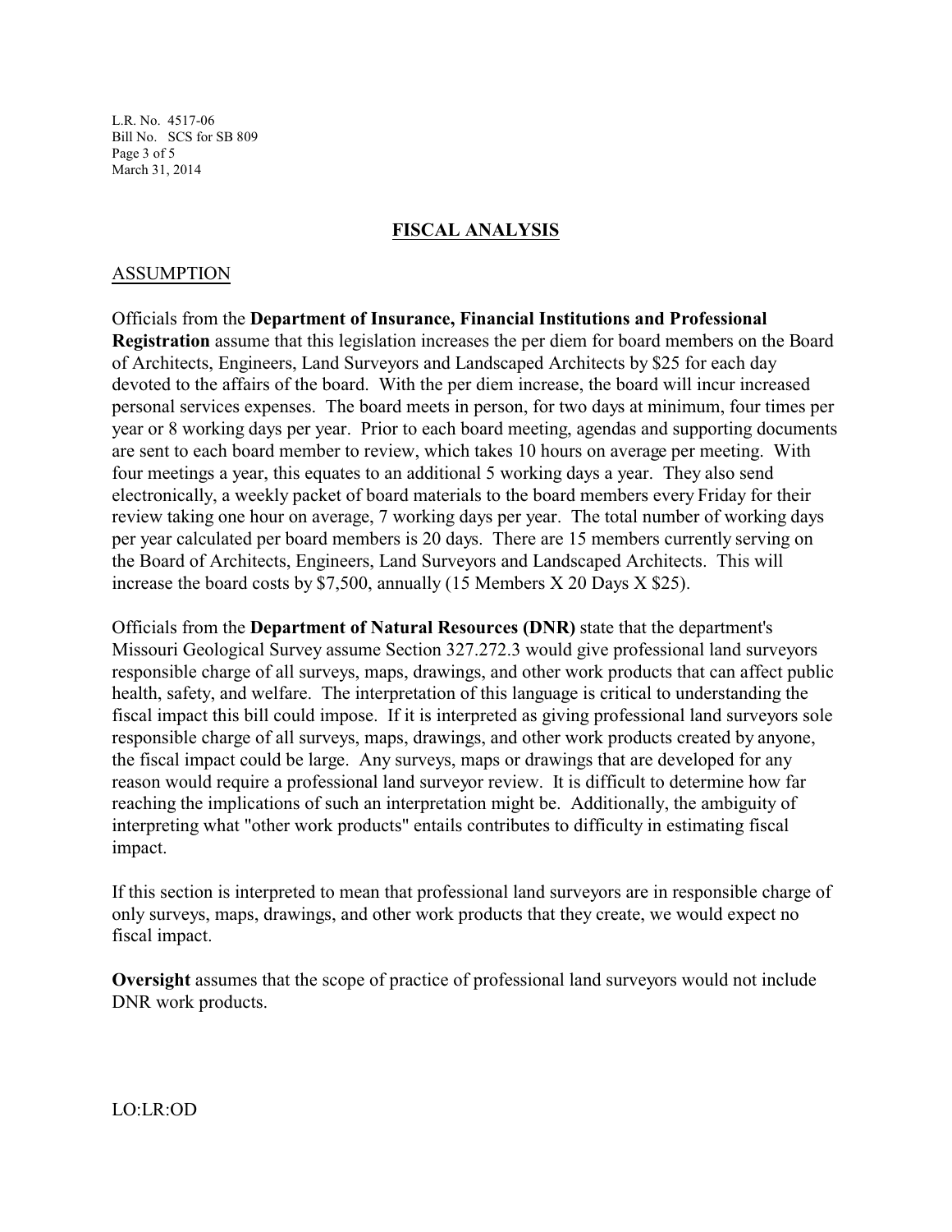## FISCAL ANALYSIS

### ASSUMPTION

Officials from the **Department of Insurance, Financial Institutions and Professional Registration** assume that this legislation increases the per diem for board members on the Board of Architects, Engineers, Land Surveyors and Landscaped Architects by $25 for each day devoted to the affairs of the board. With the per diem increase, the board will incur increased personal services expenses. The board meets in person, for two days at minimum, four times per year or 8 working days per year. Prior to each board meeting, agendas and supporting documents are sent to each board member to review, which takes 10 hours on average per meeting. With four meetings a year, this equates to an additional 5 working days a year. They also send electronically, a weekly packet of board materials to the board members every Friday for their review taking one hour on average, 7 working days per year. The total number of working days per year calculated per board members is 20 days. There are 15 members currently serving on the Board of Architects, Engineers, Land Surveyors and Landscaped Architects. This will increase the board costs by $7,500, annually (15 Members X 20 Days X $25).

Officials from the **Department of Natural Resources (DNR)** state that the department's Missouri Geological Survey assume Section 327.272.3 would give professional land surveyors responsible charge of all surveys, maps, drawings, and other work products that can affect public health, safety, and welfare. The interpretation of this language is critical to understanding the fiscal impact this bill could impose. If it is interpreted as giving professional land surveyors sole responsible charge of all surveys, maps, drawings, and other work products created by anyone, the fiscal impact could be large. Any surveys, maps or drawings that are developed for any reason would require a professional land surveyor review. It is difficult to determine how far reaching the implications of such an interpretation might be. Additionally, the ambiguity of interpreting what "other work products" entails contributes to difficulty in estimating fiscal impact.

If this section is interpreted to mean that professional land surveyors are in responsible charge of only surveys, maps, drawings, and other work products that they create, we would expect no fiscal impact.

**Oversight** assumes that the scope of practice of professional land surveyors would not include DNR work products.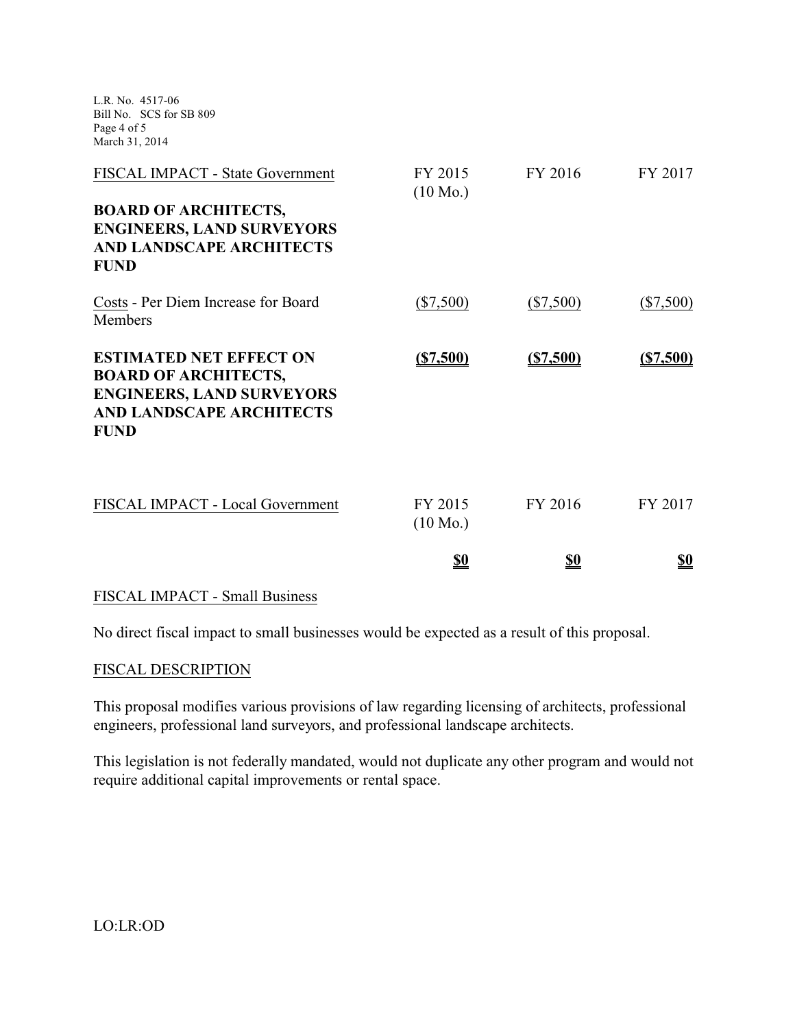| FISCAL IMPACT - State Government | FY 2015 (10 Mo.) | FY 2016 | FY 2017 |
|---|---|---|---|
| **BOARD OF ARCHITECTS, ENGINEERS, LAND SURVEYORS AND LANDSCAPE ARCHITECTS FUND** | | | |
| Costs - Per Diem Increase for Board Members | ($7,500) | ($7,500) | ($7,500) |
| **ESTIMATED NET EFFECT ON BOARD OF ARCHITECTS, ENGINEERS, LAND SURVEYORS AND LANDSCAPE ARCHITECTS FUND** | **($7,500)** | **($7,500)** | **($7,500)** |

| FISCAL IMPACT - Local Government | FY 2015 (10 Mo.) | FY 2016 | FY 2017 |
|---|---|---|---|
| | **$0** | **$0** | **$0** |

FISCAL IMPACT - Small Business

No direct fiscal impact to small businesses would be expected as a result of this proposal.

FISCAL DESCRIPTION

This proposal modifies various provisions of law regarding licensing of architects, professional engineers, professional land surveyors, and professional landscape architects.

This legislation is not federally mandated, would not duplicate any other program and would not require additional capital improvements or rental space.

LO:LR:OD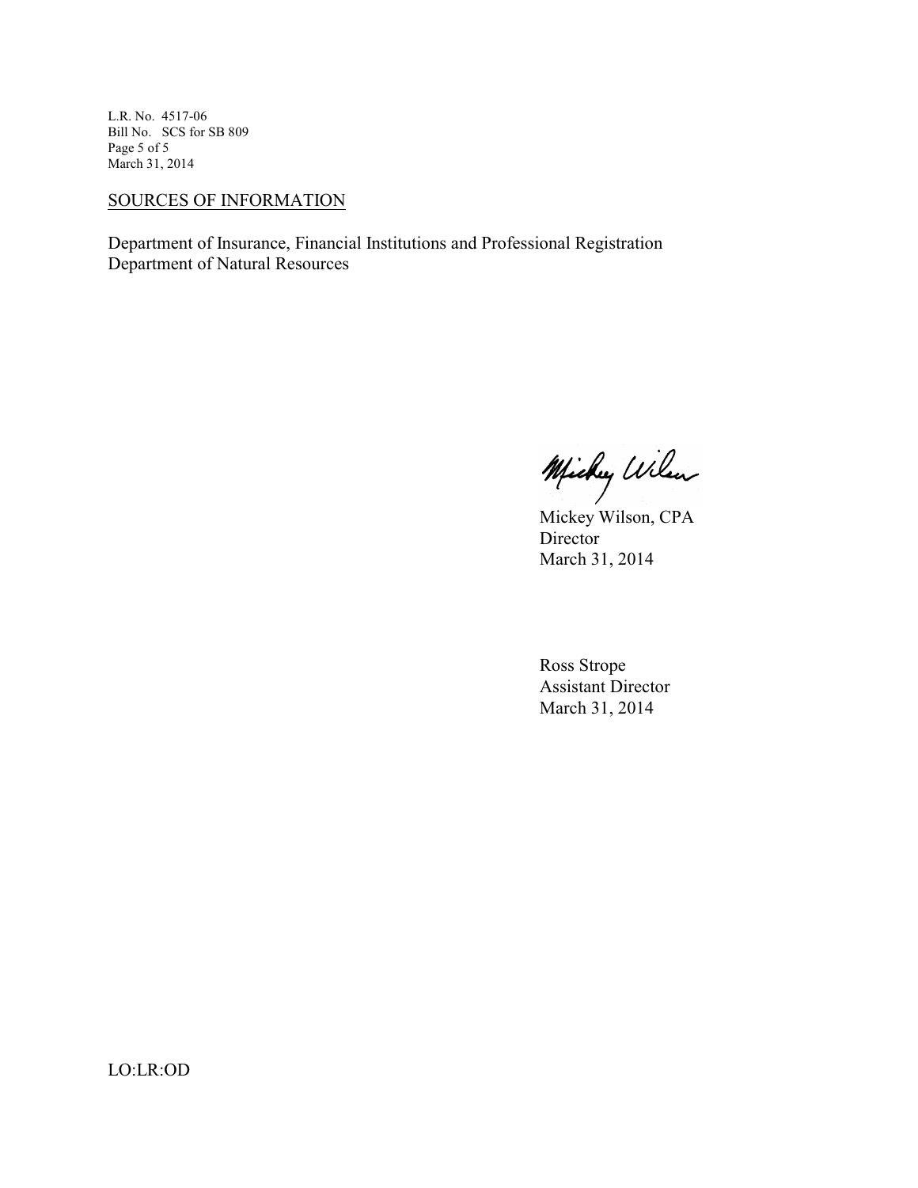## SOURCES OF INFORMATION

Department of Insurance, Financial Institutions and Professional Registration
Department of Natural Resources

Mickey Wilson, CPA
Director
March 31, 2014

Ross Strope
Assistant Director
March 31, 2014

LO:LR:OD